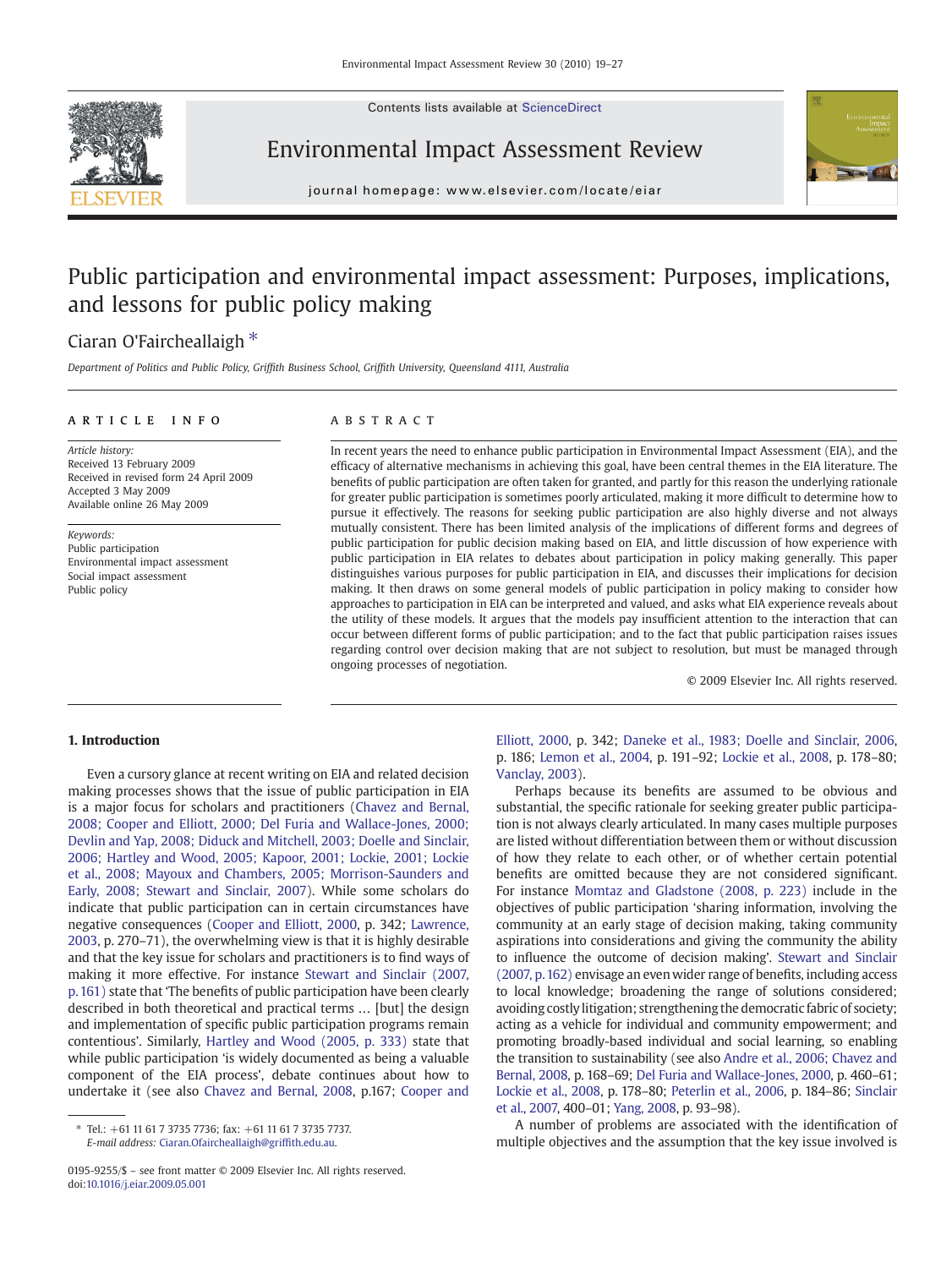Contents lists available at ScienceDirect

Environmental Impact Assessment Review

journal homepage: www.elsevier.com/locate/eiar

# Public participation and environmental impact assessment: Purposes, implications, and lessons for public policy making

Ciaran O'Faircheallaigh *

*Department of Politics and Public Policy, Griffith Business School, Griffith University, Queensland 4111, Australia*

## ARTICLE INFO

*Article history:*
Received 13 February 2009
Received in revised form 24 April 2009
Accepted 3 May 2009
Available online 26 May 2009

*Keywords:*
Public participation
Environmental impact assessment
Social impact assessment
Public policy

## ABSTRACT

In recent years the need to enhance public participation in Environmental Impact Assessment (EIA), and the efficacy of alternative mechanisms in achieving this goal, have been central themes in the EIA literature. The benefits of public participation are often taken for granted, and partly for this reason the underlying rationale for greater public participation is sometimes poorly articulated, making it more difficult to determine how to pursue it effectively. The reasons for seeking public participation are also highly diverse and not always mutually consistent. There has been limited analysis of the implications of different forms and degrees of public participation for public decision making based on EIA, and little discussion of how experience with public participation in EIA relates to debates about participation in policy making generally. This paper distinguishes various purposes for public participation in EIA, and discusses their implications for decision making. It then draws on some general models of public participation in policy making to consider how approaches to participation in EIA can be interpreted and valued, and asks what EIA experience reveals about the utility of these models. It argues that the models pay insufficient attention to the interaction that can occur between different forms of public participation; and to the fact that public participation raises issues regarding control over decision making that are not subject to resolution, but must be managed through ongoing processes of negotiation.

© 2009 Elsevier Inc. All rights reserved.

## 1. Introduction

Even a cursory glance at recent writing on EIA and related decision making processes shows that the issue of public participation in EIA is a major focus for scholars and practitioners (Chavez and Bernal, 2008; Cooper and Elliott, 2000; Del Furia and Wallace-Jones, 2000; Devlin and Yap, 2008; Diduck and Mitchell, 2003; Doelle and Sinclair, 2006; Hartley and Wood, 2005; Kapoor, 2001; Lockie, 2001; Lockie et al., 2008; Mayoux and Chambers, 2005; Morrison-Saunders and Early, 2008; Stewart and Sinclair, 2007). While some scholars do indicate that public participation can in certain circumstances have negative consequences (Cooper and Elliott, 2000, p. 342; Lawrence, 2003, p. 270–71), the overwhelming view is that it is highly desirable and that the key issue for scholars and practitioners is to find ways of making it more effective. For instance Stewart and Sinclair (2007, p. 161) state that 'The benefits of public participation have been clearly described in both theoretical and practical terms … [but] the design and implementation of specific public participation programs remain contentious'. Similarly, Hartley and Wood (2005, p. 333) state that while public participation 'is widely documented as being a valuable component of the EIA process', debate continues about how to undertake it (see also Chavez and Bernal, 2008, p.167; Cooper and Elliott, 2000, p. 342; Daneke et al., 1983; Doelle and Sinclair, 2006, p. 186; Lemon et al., 2004, p. 191–92; Lockie et al., 2008, p. 178–80; Vanclay, 2003).

Perhaps because its benefits are assumed to be obvious and substantial, the specific rationale for seeking greater public participation is not always clearly articulated. In many cases multiple purposes are listed without differentiation between them or without discussion of how they relate to each other, or of whether certain potential benefits are omitted because they are not considered significant. For instance Momtaz and Gladstone (2008, p. 223) include in the objectives of public participation 'sharing information, involving the community at an early stage of decision making, taking community aspirations into considerations and giving the community the ability to influence the outcome of decision making'. Stewart and Sinclair (2007, p. 162) envisage an even wider range of benefits, including access to local knowledge; broadening the range of solutions considered; avoiding costly litigation; strengthening the democratic fabric of society; acting as a vehicle for individual and community empowerment; and promoting broadly-based individual and social learning, so enabling the transition to sustainability (see also Andre et al., 2006; Chavez and Bernal, 2008, p. 168–69; Del Furia and Wallace-Jones, 2000, p. 460–61; Lockie et al., 2008, p. 178–80; Peterlin et al., 2006, p. 184–86; Sinclair et al., 2007, 400–01; Yang, 2008, p. 93–98).

A number of problems are associated with the identification of multiple objectives and the assumption that the key issue involved is

* Tel.: +61 11 61 7 3735 7736; fax: +61 11 61 7 3735 7737.
*E-mail address:* Ciaran.Ofaircheallaigh@griffith.edu.au.

0195-9255/$ – see front matter © 2009 Elsevier Inc. All rights reserved.
doi:10.1016/j.eiar.2009.05.001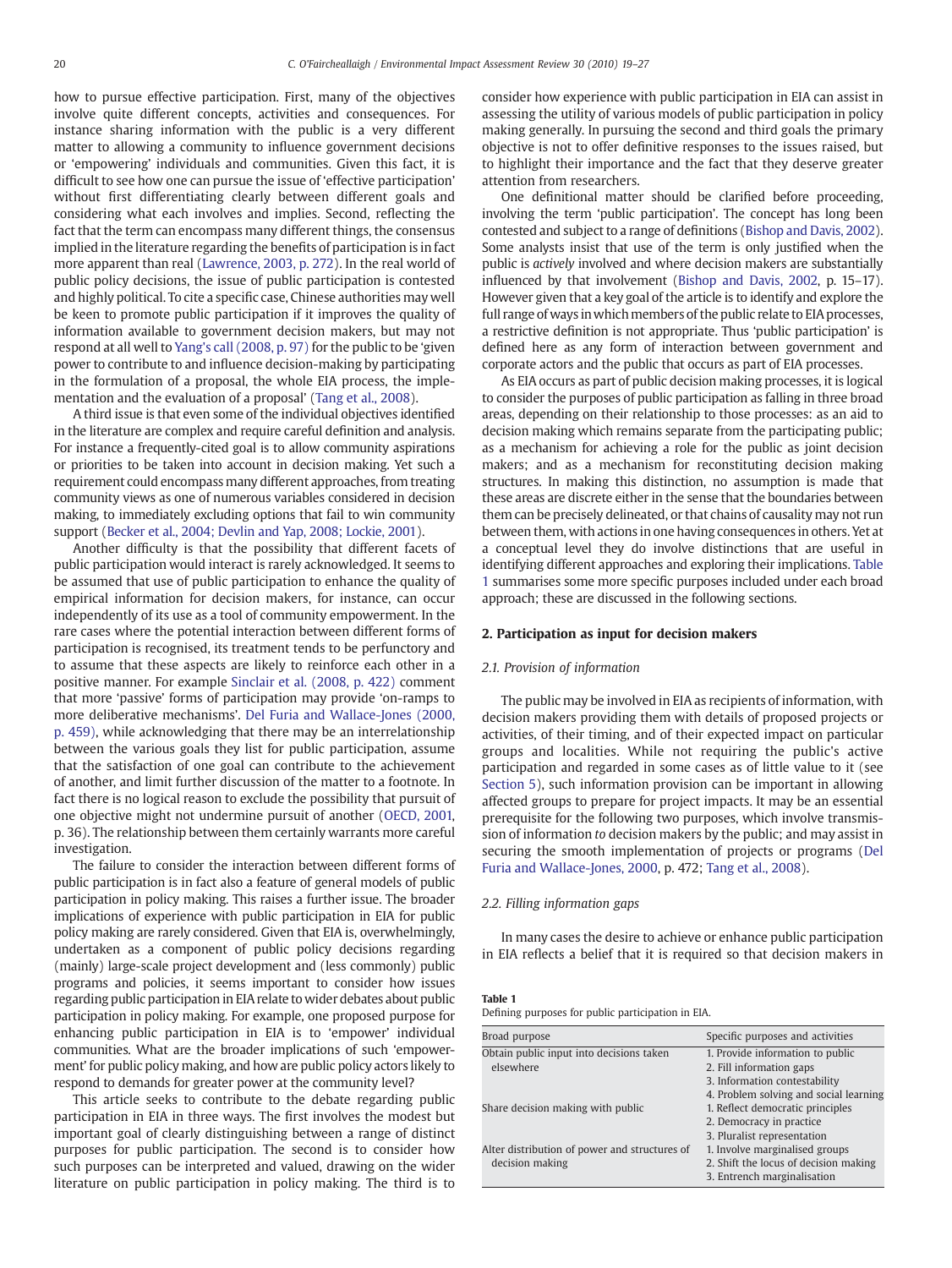how to pursue effective participation. First, many of the objectives involve quite different concepts, activities and consequences. For instance sharing information with the public is a very different matter to allowing a community to influence government decisions or 'empowering' individuals and communities. Given this fact, it is difficult to see how one can pursue the issue of 'effective participation' without first differentiating clearly between different goals and considering what each involves and implies. Second, reflecting the fact that the term can encompass many different things, the consensus implied in the literature regarding the benefits of participation is in fact more apparent than real (Lawrence, 2003, p. 272). In the real world of public policy decisions, the issue of public participation is contested and highly political. To cite a specific case, Chinese authorities may well be keen to promote public participation if it improves the quality of information available to government decision makers, but may not respond at all well to Yang's call (2008, p. 97) for the public to be 'given power to contribute to and influence decision-making by participating in the formulation of a proposal, the whole EIA process, the implementation and the evaluation of a proposal' (Tang et al., 2008).

A third issue is that even some of the individual objectives identified in the literature are complex and require careful definition and analysis. For instance a frequently-cited goal is to allow community aspirations or priorities to be taken into account in decision making. Yet such a requirement could encompass many different approaches, from treating community views as one of numerous variables considered in decision making, to immediately excluding options that fail to win community support (Becker et al., 2004; Devlin and Yap, 2008; Lockie, 2001).

Another difficulty is that the possibility that different facets of public participation would interact is rarely acknowledged. It seems to be assumed that use of public participation to enhance the quality of empirical information for decision makers, for instance, can occur independently of its use as a tool of community empowerment. In the rare cases where the potential interaction between different forms of participation is recognised, its treatment tends to be perfunctory and to assume that these aspects are likely to reinforce each other in a positive manner. For example Sinclair et al. (2008, p. 422) comment that more 'passive' forms of participation may provide 'on-ramps to more deliberative mechanisms'. Del Furia and Wallace-Jones (2000, p. 459), while acknowledging that there may be an interrelationship between the various goals they list for public participation, assume that the satisfaction of one goal can contribute to the achievement of another, and limit further discussion of the matter to a footnote. In fact there is no logical reason to exclude the possibility that pursuit of one objective might not undermine pursuit of another (OECD, 2001, p. 36). The relationship between them certainly warrants more careful investigation.

The failure to consider the interaction between different forms of public participation is in fact also a feature of general models of public participation in policy making. This raises a further issue. The broader implications of experience with public participation in EIA for public policy making are rarely considered. Given that EIA is, overwhelmingly, undertaken as a component of public policy decisions regarding (mainly) large-scale project development and (less commonly) public programs and policies, it seems important to consider how issues regarding public participation in EIA relate to wider debates about public participation in policy making. For example, one proposed purpose for enhancing public participation in EIA is to 'empower' individual communities. What are the broader implications of such 'empowerment' for public policy making, and how are public policy actors likely to respond to demands for greater power at the community level?

This article seeks to contribute to the debate regarding public participation in EIA in three ways. The first involves the modest but important goal of clearly distinguishing between a range of distinct purposes for public participation. The second is to consider how such purposes can be interpreted and valued, drawing on the wider literature on public participation in policy making. The third is to consider how experience with public participation in EIA can assist in assessing the utility of various models of public participation in policy making generally. In pursuing the second and third goals the primary objective is not to offer definitive responses to the issues raised, but to highlight their importance and the fact that they deserve greater attention from researchers.

One definitional matter should be clarified before proceeding, involving the term 'public participation'. The concept has long been contested and subject to a range of definitions (Bishop and Davis, 2002). Some analysts insist that use of the term is only justified when the public is *actively* involved and where decision makers are substantially influenced by that involvement (Bishop and Davis, 2002, p. 15–17). However given that a key goal of the article is to identify and explore the full range of ways in which members of the public relate to EIA processes, a restrictive definition is not appropriate. Thus 'public participation' is defined here as any form of interaction between government and corporate actors and the public that occurs as part of EIA processes.

As EIA occurs as part of public decision making processes, it is logical to consider the purposes of public participation as falling in three broad areas, depending on their relationship to those processes: as an aid to decision making which remains separate from the participating public; as a mechanism for achieving a role for the public as joint decision makers; and as a mechanism for reconstituting decision making structures. In making this distinction, no assumption is made that these areas are discrete either in the sense that the boundaries between them can be precisely delineated, or that chains of causality may not run between them, with actions in one having consequences in others. Yet at a conceptual level they do involve distinctions that are useful in identifying different approaches and exploring their implications. Table 1 summarises some more specific purposes included under each broad approach; these are discussed in the following sections.

## 2. Participation as input for decision makers

### 2.1. Provision of information

The public may be involved in EIA as recipients of information, with decision makers providing them with details of proposed projects or activities, of their timing, and of their expected impact on particular groups and localities. While not requiring the public's active participation and regarded in some cases as of little value to it (see Section 5), such information provision can be important in allowing affected groups to prepare for project impacts. It may be an essential prerequisite for the following two purposes, which involve transmission of information *to* decision makers by the public; and may assist in securing the smooth implementation of projects or programs (Del Furia and Wallace-Jones, 2000, p. 472; Tang et al., 2008).

### 2.2. Filling information gaps

In many cases the desire to achieve or enhance public participation in EIA reflects a belief that it is required so that decision makers in

**Table 1**
Defining purposes for public participation in EIA.

| Broad purpose | Specific purposes and activities |
|---|---|
| Obtain public input into decisions taken elsewhere | 1. Provide information to public<br>2. Fill information gaps<br>3. Information contestability<br>4. Problem solving and social learning |
| Share decision making with public | 1. Reflect democratic principles<br>2. Democracy in practice<br>3. Pluralist representation |
| Alter distribution of power and structures of decision making | 1. Involve marginalised groups<br>2. Shift the locus of decision making<br>3. Entrench marginalisation |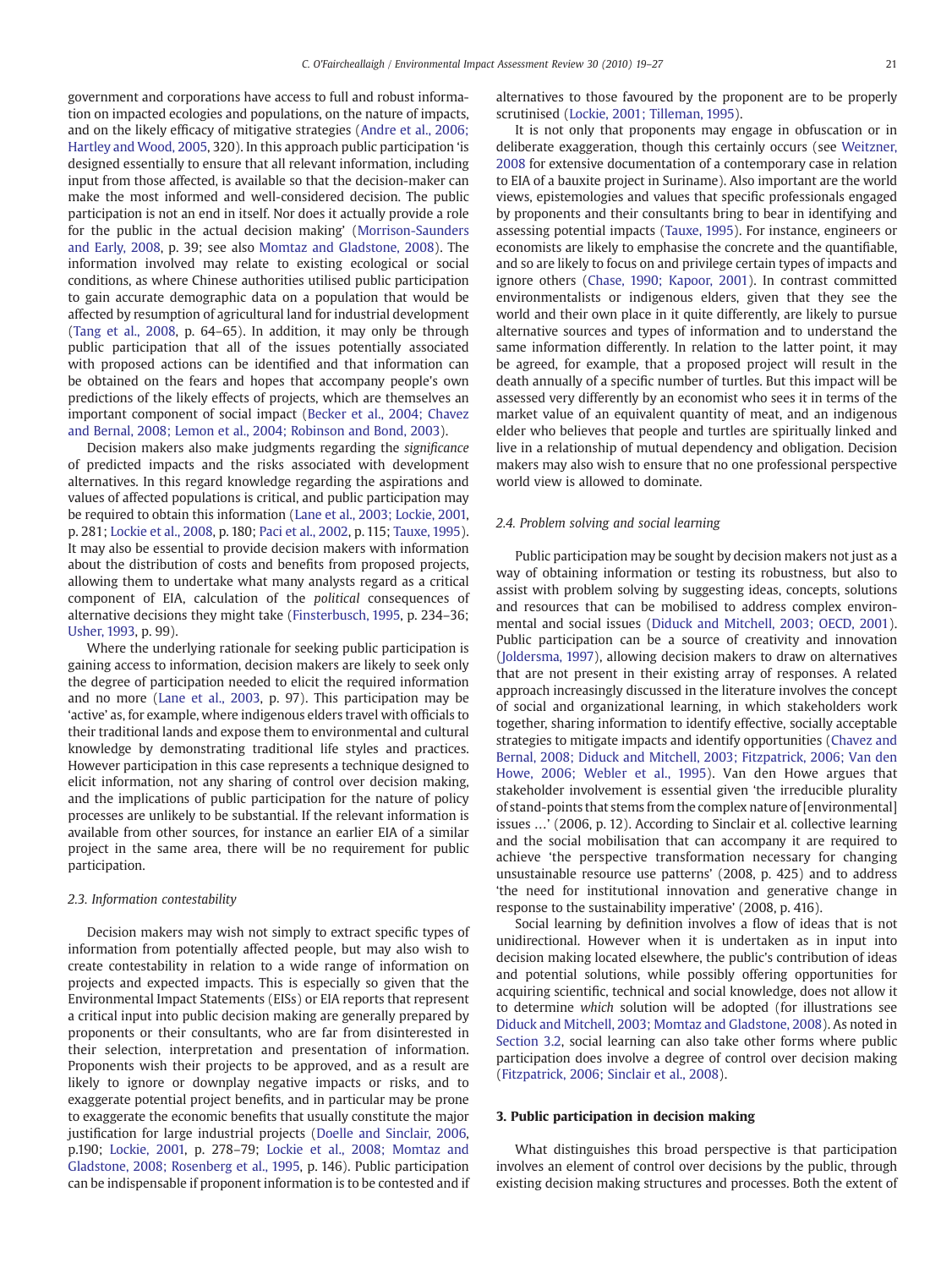government and corporations have access to full and robust information on impacted ecologies and populations, on the nature of impacts, and on the likely efficacy of mitigative strategies (Andre et al., 2006; Hartley and Wood, 2005, 320). In this approach public participation 'is designed essentially to ensure that all relevant information, including input from those affected, is available so that the decision-maker can make the most informed and well-considered decision. The public participation is not an end in itself. Nor does it actually provide a role for the public in the actual decision making' (Morrison-Saunders and Early, 2008, p. 39; see also Momtaz and Gladstone, 2008). The information involved may relate to existing ecological or social conditions, as where Chinese authorities utilised public participation to gain accurate demographic data on a population that would be affected by resumption of agricultural land for industrial development (Tang et al., 2008, p. 64–65). In addition, it may only be through public participation that all of the issues potentially associated with proposed actions can be identified and that information can be obtained on the fears and hopes that accompany people's own predictions of the likely effects of projects, which are themselves an important component of social impact (Becker et al., 2004; Chavez and Bernal, 2008; Lemon et al., 2004; Robinson and Bond, 2003).

Decision makers also make judgments regarding the *significance* of predicted impacts and the risks associated with development alternatives. In this regard knowledge regarding the aspirations and values of affected populations is critical, and public participation may be required to obtain this information (Lane et al., 2003; Lockie, 2001, p. 281; Lockie et al., 2008, p. 180; Paci et al., 2002, p. 115; Tauxe, 1995). It may also be essential to provide decision makers with information about the distribution of costs and benefits from proposed projects, allowing them to undertake what many analysts regard as a critical component of EIA, calculation of the *political* consequences of alternative decisions they might take (Finsterbusch, 1995, p. 234–36; Usher, 1993, p. 99).

Where the underlying rationale for seeking public participation is gaining access to information, decision makers are likely to seek only the degree of participation needed to elicit the required information and no more (Lane et al., 2003, p. 97). This participation may be 'active' as, for example, where indigenous elders travel with officials to their traditional lands and expose them to environmental and cultural knowledge by demonstrating traditional life styles and practices. However participation in this case represents a technique designed to elicit information, not any sharing of control over decision making, and the implications of public participation for the nature of policy processes are unlikely to be substantial. If the relevant information is available from other sources, for instance an earlier EIA of a similar project in the same area, there will be no requirement for public participation.

### 2.3. Information contestability

Decision makers may wish not simply to extract specific types of information from potentially affected people, but may also wish to create contestability in relation to a wide range of information on projects and expected impacts. This is especially so given that the Environmental Impact Statements (EISs) or EIA reports that represent a critical input into public decision making are generally prepared by proponents or their consultants, who are far from disinterested in their selection, interpretation and presentation of information. Proponents wish their projects to be approved, and as a result are likely to ignore or downplay negative impacts or risks, and to exaggerate potential project benefits, and in particular may be prone to exaggerate the economic benefits that usually constitute the major justification for large industrial projects (Doelle and Sinclair, 2006, p.190; Lockie, 2001, p. 278–79; Lockie et al., 2008; Momtaz and Gladstone, 2008; Rosenberg et al., 1995, p. 146). Public participation can be indispensable if proponent information is to be contested and if alternatives to those favoured by the proponent are to be properly scrutinised (Lockie, 2001; Tilleman, 1995).

It is not only that proponents may engage in obfuscation or in deliberate exaggeration, though this certainly occurs (see Weitzner, 2008 for extensive documentation of a contemporary case in relation to EIA of a bauxite project in Suriname). Also important are the world views, epistemologies and values that specific professionals engaged by proponents and their consultants bring to bear in identifying and assessing potential impacts (Tauxe, 1995). For instance, engineers or economists are likely to emphasise the concrete and the quantifiable, and so are likely to focus on and privilege certain types of impacts and ignore others (Chase, 1990; Kapoor, 2001). In contrast committed environmentalists or indigenous elders, given that they see the world and their own place in it quite differently, are likely to pursue alternative sources and types of information and to understand the same information differently. In relation to the latter point, it may be agreed, for example, that a proposed project will result in the death annually of a specific number of turtles. But this impact will be assessed very differently by an economist who sees it in terms of the market value of an equivalent quantity of meat, and an indigenous elder who believes that people and turtles are spiritually linked and live in a relationship of mutual dependency and obligation. Decision makers may also wish to ensure that no one professional perspective world view is allowed to dominate.

### 2.4. Problem solving and social learning

Public participation may be sought by decision makers not just as a way of obtaining information or testing its robustness, but also to assist with problem solving by suggesting ideas, concepts, solutions and resources that can be mobilised to address complex environmental and social issues (Diduck and Mitchell, 2003; OECD, 2001). Public participation can be a source of creativity and innovation (Joldersma, 1997), allowing decision makers to draw on alternatives that are not present in their existing array of responses. A related approach increasingly discussed in the literature involves the concept of social and organizational learning, in which stakeholders work together, sharing information to identify effective, socially acceptable strategies to mitigate impacts and identify opportunities (Chavez and Bernal, 2008; Diduck and Mitchell, 2003; Fitzpatrick, 2006; Van den Howe, 2006; Webler et al., 1995). Van den Howe argues that stakeholder involvement is essential given 'the irreducible plurality of stand-points that stems from the complex nature of [environmental] issues …' (2006, p. 12). According to Sinclair et al. collective learning and the social mobilisation that can accompany it are required to achieve 'the perspective transformation necessary for changing unsustainable resource use patterns' (2008, p. 425) and to address 'the need for institutional innovation and generative change in response to the sustainability imperative' (2008, p. 416).

Social learning by definition involves a flow of ideas that is not unidirectional. However when it is undertaken as in input into decision making located elsewhere, the public's contribution of ideas and potential solutions, while possibly offering opportunities for acquiring scientific, technical and social knowledge, does not allow it to determine *which* solution will be adopted (for illustrations see Diduck and Mitchell, 2003; Momtaz and Gladstone, 2008). As noted in Section 3.2, social learning can also take other forms where public participation does involve a degree of control over decision making (Fitzpatrick, 2006; Sinclair et al., 2008).

## 3. Public participation in decision making

What distinguishes this broad perspective is that participation involves an element of control over decisions by the public, through existing decision making structures and processes. Both the extent of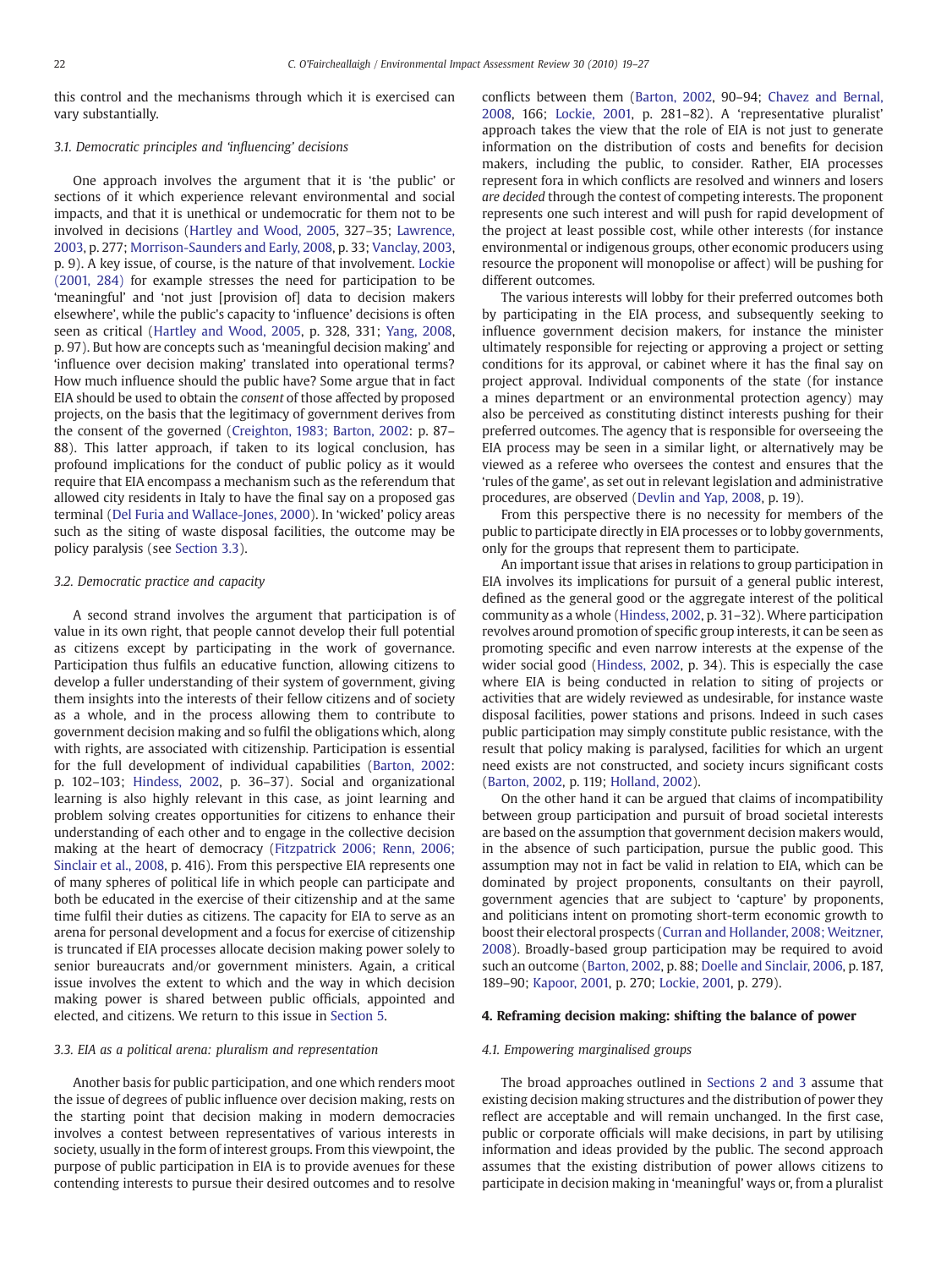this control and the mechanisms through which it is exercised can vary substantially.

### 3.1. Democratic principles and 'influencing' decisions

One approach involves the argument that it is 'the public' or sections of it which experience relevant environmental and social impacts, and that it is unethical or undemocratic for them not to be involved in decisions (Hartley and Wood, 2005, 327–35; Lawrence, 2003, p. 277; Morrison-Saunders and Early, 2008, p. 33; Vanclay, 2003, p. 9). A key issue, of course, is the nature of that involvement. Lockie (2001, 284) for example stresses the need for participation to be 'meaningful' and 'not just [provision of] data to decision makers elsewhere', while the public's capacity to 'influence' decisions is often seen as critical (Hartley and Wood, 2005, p. 328, 331; Yang, 2008, p. 97). But how are concepts such as 'meaningful decision making' and 'influence over decision making' translated into operational terms? How much influence should the public have? Some argue that in fact EIA should be used to obtain the *consent* of those affected by proposed projects, on the basis that the legitimacy of government derives from the consent of the governed (Creighton, 1983; Barton, 2002: p. 87–88). This latter approach, if taken to its logical conclusion, has profound implications for the conduct of public policy as it would require that EIA encompass a mechanism such as the referendum that allowed city residents in Italy to have the final say on a proposed gas terminal (Del Furia and Wallace-Jones, 2000). In 'wicked' policy areas such as the siting of waste disposal facilities, the outcome may be policy paralysis (see Section 3.3).

### 3.2. Democratic practice and capacity

A second strand involves the argument that participation is of value in its own right, that people cannot develop their full potential as citizens except by participating in the work of governance. Participation thus fulfils an educative function, allowing citizens to develop a fuller understanding of their system of government, giving them insights into the interests of their fellow citizens and of society as a whole, and in the process allowing them to contribute to government decision making and so fulfil the obligations which, along with rights, are associated with citizenship. Participation is essential for the full development of individual capabilities (Barton, 2002: p. 102–103; Hindess, 2002, p. 36–37). Social and organizational learning is also highly relevant in this case, as joint learning and problem solving creates opportunities for citizens to enhance their understanding of each other and to engage in the collective decision making at the heart of democracy (Fitzpatrick 2006; Renn, 2006; Sinclair et al., 2008, p. 416). From this perspective EIA represents one of many spheres of political life in which people can participate and both be educated in the exercise of their citizenship and at the same time fulfil their duties as citizens. The capacity for EIA to serve as an arena for personal development and a focus for exercise of citizenship is truncated if EIA processes allocate decision making power solely to senior bureaucrats and/or government ministers. Again, a critical issue involves the extent to which and the way in which decision making power is shared between public officials, appointed and elected, and citizens. We return to this issue in Section 5.

### 3.3. EIA as a political arena: pluralism and representation

Another basis for public participation, and one which renders moot the issue of degrees of public influence over decision making, rests on the starting point that decision making in modern democracies involves a contest between representatives of various interests in society, usually in the form of interest groups. From this viewpoint, the purpose of public participation in EIA is to provide avenues for these contending interests to pursue their desired outcomes and to resolve conflicts between them (Barton, 2002, 90–94; Chavez and Bernal, 2008, 166; Lockie, 2001, p. 281–82). A 'representative pluralist' approach takes the view that the role of EIA is not just to generate information on the distribution of costs and benefits for decision makers, including the public, to consider. Rather, EIA processes represent fora in which conflicts are resolved and winners and losers *are decided* through the contest of competing interests. The proponent represents one such interest and will push for rapid development of the project at least possible cost, while other interests (for instance environmental or indigenous groups, other economic producers using resource the proponent will monopolise or affect) will be pushing for different outcomes.

The various interests will lobby for their preferred outcomes both by participating in the EIA process, and subsequently seeking to influence government decision makers, for instance the minister ultimately responsible for rejecting or approving a project or setting conditions for its approval, or cabinet where it has the final say on project approval. Individual components of the state (for instance a mines department or an environmental protection agency) may also be perceived as constituting distinct interests pushing for their preferred outcomes. The agency that is responsible for overseeing the EIA process may be seen in a similar light, or alternatively may be viewed as a referee who oversees the contest and ensures that the 'rules of the game', as set out in relevant legislation and administrative procedures, are observed (Devlin and Yap, 2008, p. 19).

From this perspective there is no necessity for members of the public to participate directly in EIA processes or to lobby governments, only for the groups that represent them to participate.

An important issue that arises in relations to group participation in EIA involves its implications for pursuit of a general public interest, defined as the general good or the aggregate interest of the political community as a whole (Hindess, 2002, p. 31–32). Where participation revolves around promotion of specific group interests, it can be seen as promoting specific and even narrow interests at the expense of the wider social good (Hindess, 2002, p. 34). This is especially the case where EIA is being conducted in relation to siting of projects or activities that are widely reviewed as undesirable, for instance waste disposal facilities, power stations and prisons. Indeed in such cases public participation may simply constitute public resistance, with the result that policy making is paralysed, facilities for which an urgent need exists are not constructed, and society incurs significant costs (Barton, 2002, p. 119; Holland, 2002).

On the other hand it can be argued that claims of incompatibility between group participation and pursuit of broad societal interests are based on the assumption that government decision makers would, in the absence of such participation, pursue the public good. This assumption may not in fact be valid in relation to EIA, which can be dominated by project proponents, consultants on their payroll, government agencies that are subject to 'capture' by proponents, and politicians intent on promoting short-term economic growth to boost their electoral prospects (Curran and Hollander, 2008; Weitzner, 2008). Broadly-based group participation may be required to avoid such an outcome (Barton, 2002, p. 88; Doelle and Sinclair, 2006, p. 187, 189–90; Kapoor, 2001, p. 270; Lockie, 2001, p. 279).

## 4. Reframing decision making: shifting the balance of power

### 4.1. Empowering marginalised groups

The broad approaches outlined in Sections 2 and 3 assume that existing decision making structures and the distribution of power they reflect are acceptable and will remain unchanged. In the first case, public or corporate officials will make decisions, in part by utilising information and ideas provided by the public. The second approach assumes that the existing distribution of power allows citizens to participate in decision making in 'meaningful' ways or, from a pluralist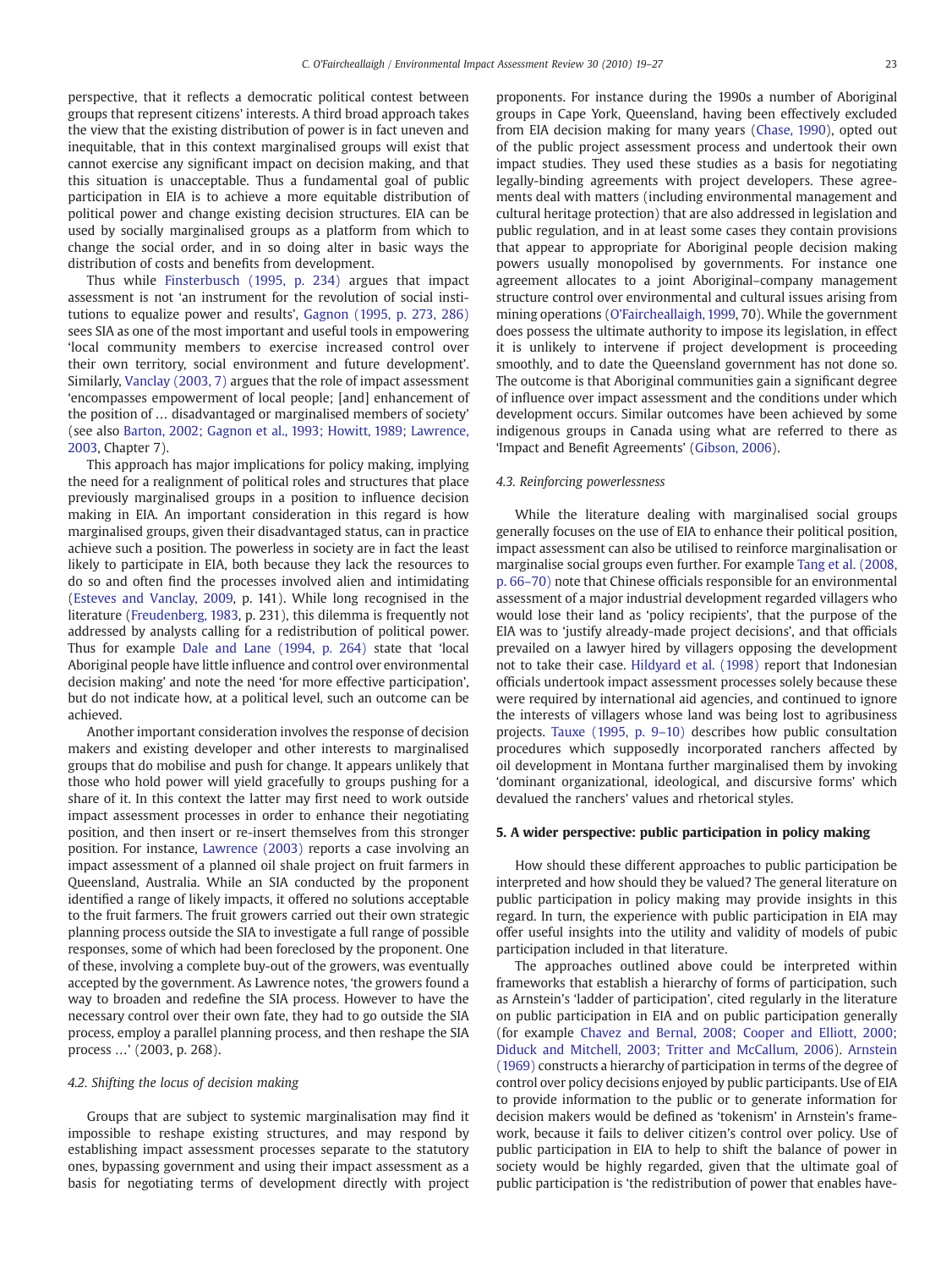perspective, that it reflects a democratic political contest between groups that represent citizens' interests. A third broad approach takes the view that the existing distribution of power is in fact uneven and inequitable, that in this context marginalised groups will exist that cannot exercise any significant impact on decision making, and that this situation is unacceptable. Thus a fundamental goal of public participation in EIA is to achieve a more equitable distribution of political power and change existing decision structures. EIA can be used by socially marginalised groups as a platform from which to change the social order, and in so doing alter in basic ways the distribution of costs and benefits from development.

Thus while Finsterbusch (1995, p. 234) argues that impact assessment is not 'an instrument for the revolution of social institutions to equalize power and results', Gagnon (1995, p. 273, 286) sees SIA as one of the most important and useful tools in empowering 'local community members to exercise increased control over their own territory, social environment and future development'. Similarly, Vanclay (2003, 7) argues that the role of impact assessment 'encompasses empowerment of local people; [and] enhancement of the position of … disadvantaged or marginalised members of society' (see also Barton, 2002; Gagnon et al., 1993; Howitt, 1989; Lawrence, 2003, Chapter 7).

This approach has major implications for policy making, implying the need for a realignment of political roles and structures that place previously marginalised groups in a position to influence decision making in EIA. An important consideration in this regard is how marginalised groups, given their disadvantaged status, can in practice achieve such a position. The powerless in society are in fact the least likely to participate in EIA, both because they lack the resources to do so and often find the processes involved alien and intimidating (Esteves and Vanclay, 2009, p. 141). While long recognised in the literature (Freudenberg, 1983, p. 231), this dilemma is frequently not addressed by analysts calling for a redistribution of political power. Thus for example Dale and Lane (1994, p. 264) state that 'local Aboriginal people have little influence and control over environmental decision making' and note the need 'for more effective participation', but do not indicate how, at a political level, such an outcome can be achieved.

Another important consideration involves the response of decision makers and existing developer and other interests to marginalised groups that do mobilise and push for change. It appears unlikely that those who hold power will yield gracefully to groups pushing for a share of it. In this context the latter may first need to work outside impact assessment processes in order to enhance their negotiating position, and then insert or re-insert themselves from this stronger position. For instance, Lawrence (2003) reports a case involving an impact assessment of a planned oil shale project on fruit farmers in Queensland, Australia. While an SIA conducted by the proponent identified a range of likely impacts, it offered no solutions acceptable to the fruit farmers. The fruit growers carried out their own strategic planning process outside the SIA to investigate a full range of possible responses, some of which had been foreclosed by the proponent. One of these, involving a complete buy-out of the growers, was eventually accepted by the government. As Lawrence notes, 'the growers found a way to broaden and redefine the SIA process. However to have the necessary control over their own fate, they had to go outside the SIA process, employ a parallel planning process, and then reshape the SIA process …' (2003, p. 268).

### 4.2. Shifting the locus of decision making

Groups that are subject to systemic marginalisation may find it impossible to reshape existing structures, and may respond by establishing impact assessment processes separate to the statutory ones, bypassing government and using their impact assessment as a basis for negotiating terms of development directly with project proponents. For instance during the 1990s a number of Aboriginal groups in Cape York, Queensland, having been effectively excluded from EIA decision making for many years (Chase, 1990), opted out of the public project assessment process and undertook their own impact studies. They used these studies as a basis for negotiating legally-binding agreements with project developers. These agreements deal with matters (including environmental management and cultural heritage protection) that are also addressed in legislation and public regulation, and in at least some cases they contain provisions that appear to appropriate for Aboriginal people decision making powers usually monopolised by governments. For instance one agreement allocates to a joint Aboriginal–company management structure control over environmental and cultural issues arising from mining operations (O'Faircheallaigh, 1999, 70). While the government does possess the ultimate authority to impose its legislation, in effect it is unlikely to intervene if project development is proceeding smoothly, and to date the Queensland government has not done so. The outcome is that Aboriginal communities gain a significant degree of influence over impact assessment and the conditions under which development occurs. Similar outcomes have been achieved by some indigenous groups in Canada using what are referred to there as 'Impact and Benefit Agreements' (Gibson, 2006).

### 4.3. Reinforcing powerlessness

While the literature dealing with marginalised social groups generally focuses on the use of EIA to enhance their political position, impact assessment can also be utilised to reinforce marginalisation or marginalise social groups even further. For example Tang et al. (2008, p. 66–70) note that Chinese officials responsible for an environmental assessment of a major industrial development regarded villagers who would lose their land as 'policy recipients', that the purpose of the EIA was to 'justify already-made project decisions', and that officials prevailed on a lawyer hired by villagers opposing the development not to take their case. Hildyard et al. (1998) report that Indonesian officials undertook impact assessment processes solely because these were required by international aid agencies, and continued to ignore the interests of villagers whose land was being lost to agribusiness projects. Tauxe (1995, p. 9–10) describes how public consultation procedures which supposedly incorporated ranchers affected by oil development in Montana further marginalised them by invoking 'dominant organizational, ideological, and discursive forms' which devalued the ranchers' values and rhetorical styles.

## 5. A wider perspective: public participation in policy making

How should these different approaches to public participation be interpreted and how should they be valued? The general literature on public participation in policy making may provide insights in this regard. In turn, the experience with public participation in EIA may offer useful insights into the utility and validity of models of pubic participation included in that literature.

The approaches outlined above could be interpreted within frameworks that establish a hierarchy of forms of participation, such as Arnstein's 'ladder of participation', cited regularly in the literature on public participation in EIA and on public participation generally (for example Chavez and Bernal, 2008; Cooper and Elliott, 2000; Diduck and Mitchell, 2003; Tritter and McCallum, 2006). Arnstein (1969) constructs a hierarchy of participation in terms of the degree of control over policy decisions enjoyed by public participants. Use of EIA to provide information to the public or to generate information for decision makers would be defined as 'tokenism' in Arnstein's framework, because it fails to deliver citizen's control over policy. Use of public participation in EIA to help to shift the balance of power in society would be highly regarded, given that the ultimate goal of public participation is 'the redistribution of power that enables have-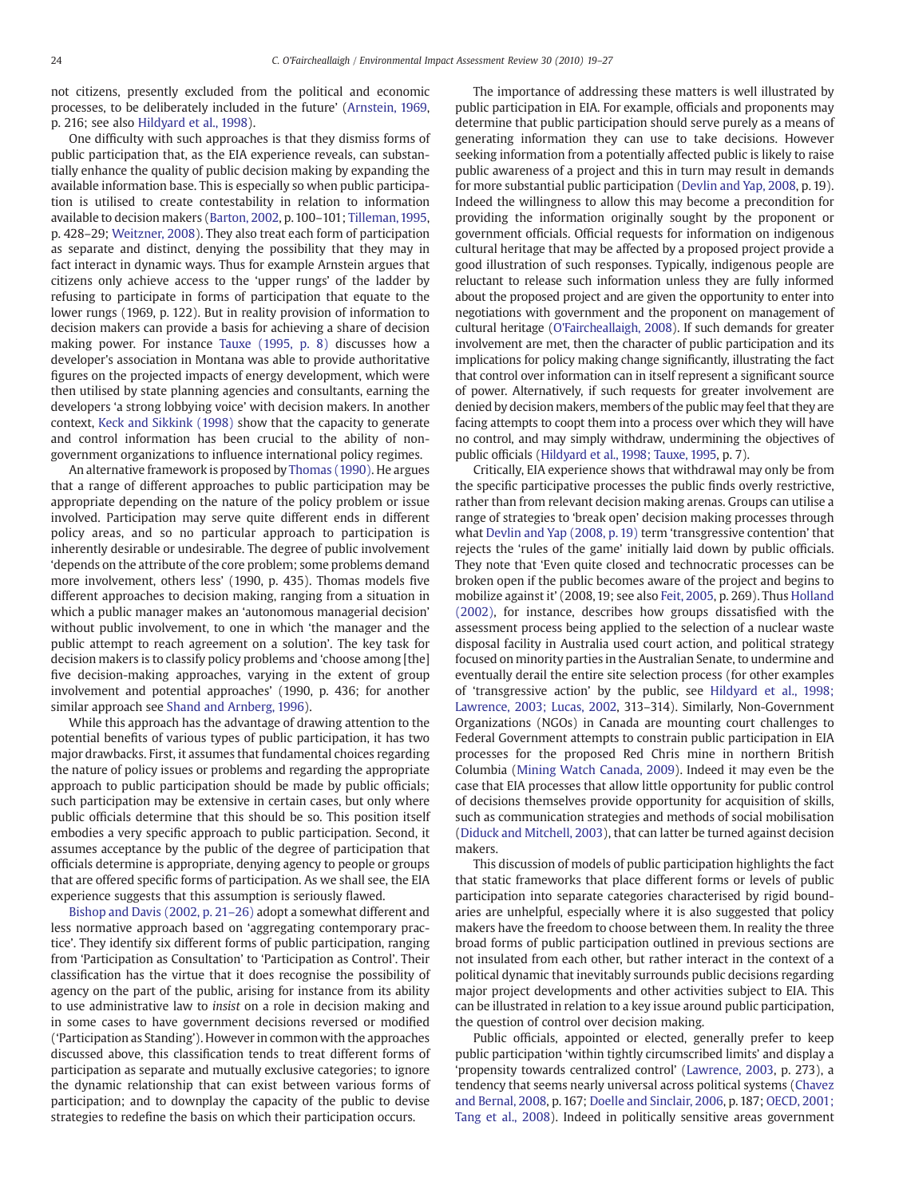not citizens, presently excluded from the political and economic processes, to be deliberately included in the future' (Arnstein, 1969, p. 216; see also Hildyard et al., 1998).

One difficulty with such approaches is that they dismiss forms of public participation that, as the EIA experience reveals, can substantially enhance the quality of public decision making by expanding the available information base. This is especially so when public participation is utilised to create contestability in relation to information available to decision makers (Barton, 2002, p. 100–101; Tilleman, 1995, p. 428–29; Weitzner, 2008). They also treat each form of participation as separate and distinct, denying the possibility that they may in fact interact in dynamic ways. Thus for example Arnstein argues that citizens only achieve access to the 'upper rungs' of the ladder by refusing to participate in forms of participation that equate to the lower rungs (1969, p. 122). But in reality provision of information to decision makers can provide a basis for achieving a share of decision making power. For instance Tauxe (1995, p. 8) discusses how a developer's association in Montana was able to provide authoritative figures on the projected impacts of energy development, which were then utilised by state planning agencies and consultants, earning the developers 'a strong lobbying voice' with decision makers. In another context, Keck and Sikkink (1998) show that the capacity to generate and control information has been crucial to the ability of non-government organizations to influence international policy regimes.

An alternative framework is proposed by Thomas (1990). He argues that a range of different approaches to public participation may be appropriate depending on the nature of the policy problem or issue involved. Participation may serve quite different ends in different policy areas, and so no particular approach to participation is inherently desirable or undesirable. The degree of public involvement 'depends on the attribute of the core problem; some problems demand more involvement, others less' (1990, p. 435). Thomas models five different approaches to decision making, ranging from a situation in which a public manager makes an 'autonomous managerial decision' without public involvement, to one in which 'the manager and the public attempt to reach agreement on a solution'. The key task for decision makers is to classify policy problems and 'choose among [the] five decision-making approaches, varying in the extent of group involvement and potential approaches' (1990, p. 436; for another similar approach see Shand and Arnberg, 1996).

While this approach has the advantage of drawing attention to the potential benefits of various types of public participation, it has two major drawbacks. First, it assumes that fundamental choices regarding the nature of policy issues or problems and regarding the appropriate approach to public participation should be made by public officials; such participation may be extensive in certain cases, but only where public officials determine that this should be so. This position itself embodies a very specific approach to public participation. Second, it assumes acceptance by the public of the degree of participation that officials determine is appropriate, denying agency to people or groups that are offered specific forms of participation. As we shall see, the EIA experience suggests that this assumption is seriously flawed.

Bishop and Davis (2002, p. 21–26) adopt a somewhat different and less normative approach based on 'aggregating contemporary practice'. They identify six different forms of public participation, ranging from 'Participation as Consultation' to 'Participation as Control'. Their classification has the virtue that it does recognise the possibility of agency on the part of the public, arising for instance from its ability to use administrative law to *insist* on a role in decision making and in some cases to have government decisions reversed or modified ('Participation as Standing'). However in common with the approaches discussed above, this classification tends to treat different forms of participation as separate and mutually exclusive categories; to ignore the dynamic relationship that can exist between various forms of participation; and to downplay the capacity of the public to devise strategies to redefine the basis on which their participation occurs.

The importance of addressing these matters is well illustrated by public participation in EIA. For example, officials and proponents may determine that public participation should serve purely as a means of generating information they can use to take decisions. However seeking information from a potentially affected public is likely to raise public awareness of a project and this in turn may result in demands for more substantial public participation (Devlin and Yap, 2008, p. 19). Indeed the willingness to allow this may become a precondition for providing the information originally sought by the proponent or government officials. Official requests for information on indigenous cultural heritage that may be affected by a proposed project provide a good illustration of such responses. Typically, indigenous people are reluctant to release such information unless they are fully informed about the proposed project and are given the opportunity to enter into negotiations with government and the proponent on management of cultural heritage (O'Faircheallaigh, 2008). If such demands for greater involvement are met, then the character of public participation and its implications for policy making change significantly, illustrating the fact that control over information can in itself represent a significant source of power. Alternatively, if such requests for greater involvement are denied by decision makers, members of the public may feel that they are facing attempts to coopt them into a process over which they will have no control, and may simply withdraw, undermining the objectives of public officials (Hildyard et al., 1998; Tauxe, 1995, p. 7).

Critically, EIA experience shows that withdrawal may only be from the specific participative processes the public finds overly restrictive, rather than from relevant decision making arenas. Groups can utilise a range of strategies to 'break open' decision making processes through what Devlin and Yap (2008, p. 19) term 'transgressive contention' that rejects the 'rules of the game' initially laid down by public officials. They note that 'Even quite closed and technocratic processes can be broken open if the public becomes aware of the project and begins to mobilize against it' (2008, 19; see also Feit, 2005, p. 269). Thus Holland (2002), for instance, describes how groups dissatisfied with the assessment process being applied to the selection of a nuclear waste disposal facility in Australia used court action, and political strategy focused on minority parties in the Australian Senate, to undermine and eventually derail the entire site selection process (for other examples of 'transgressive action' by the public, see Hildyard et al., 1998; Lawrence, 2003; Lucas, 2002, 313–314). Similarly, Non-Government Organizations (NGOs) in Canada are mounting court challenges to Federal Government attempts to constrain public participation in EIA processes for the proposed Red Chris mine in northern British Columbia (Mining Watch Canada, 2009). Indeed it may even be the case that EIA processes that allow little opportunity for public control of decisions themselves provide opportunity for acquisition of skills, such as communication strategies and methods of social mobilisation (Diduck and Mitchell, 2003), that can latter be turned against decision makers.

This discussion of models of public participation highlights the fact that static frameworks that place different forms or levels of public participation into separate categories characterised by rigid boundaries are unhelpful, especially where it is also suggested that policy makers have the freedom to choose between them. In reality the three broad forms of public participation outlined in previous sections are not insulated from each other, but rather interact in the context of a political dynamic that inevitably surrounds public decisions regarding major project developments and other activities subject to EIA. This can be illustrated in relation to a key issue around public participation, the question of control over decision making.

Public officials, appointed or elected, generally prefer to keep public participation 'within tightly circumscribed limits' and display a 'propensity towards centralized control' (Lawrence, 2003, p. 273), a tendency that seems nearly universal across political systems (Chavez and Bernal, 2008, p. 167; Doelle and Sinclair, 2006, p. 187; OECD, 2001; Tang et al., 2008). Indeed in politically sensitive areas government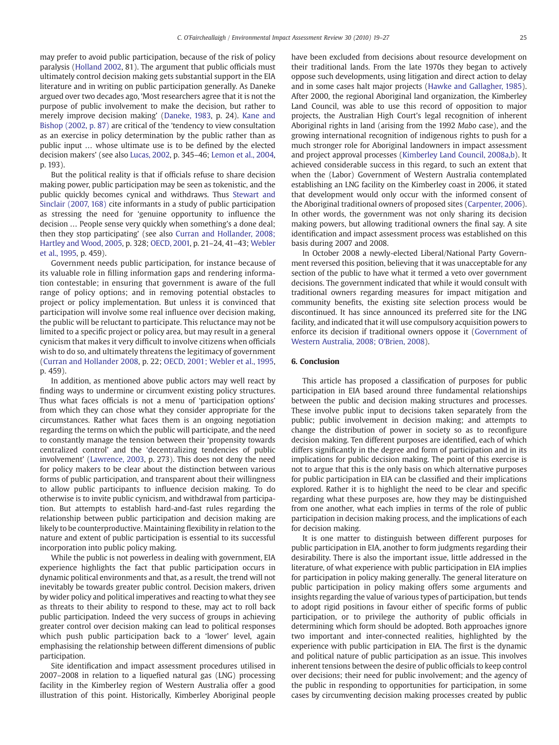may prefer to avoid public participation, because of the risk of policy paralysis (Holland 2002, 81). The argument that public officials must ultimately control decision making gets substantial support in the EIA literature and in writing on public participation generally. As Daneke argued over two decades ago, 'Most researchers agree that it is not the purpose of public involvement to make the decision, but rather to merely improve decision making' (Daneke, 1983, p. 24). Kane and Bishop (2002, p. 87) are critical of the 'tendency to view consultation as an exercise in policy determination by the public rather than as public input … whose ultimate use is to be defined by the elected decision makers' (see also Lucas, 2002, p. 345–46; Lemon et al., 2004, p. 193).

But the political reality is that if officials refuse to share decision making power, public participation may be seen as tokenistic, and the public quickly becomes cynical and withdraws. Thus Stewart and Sinclair (2007, 168) cite informants in a study of public participation as stressing the need for 'genuine opportunity to influence the decision … People sense very quickly when something's a done deal; then they stop participating' (see also Curran and Hollander, 2008; Hartley and Wood, 2005, p. 328; OECD, 2001, p. 21–24, 41–43; Webler et al., 1995, p. 459).

Government needs public participation, for instance because of its valuable role in filling information gaps and rendering information contestable; in ensuring that government is aware of the full range of policy options; and in removing potential obstacles to project or policy implementation. But unless it is convinced that participation will involve some real influence over decision making, the public will be reluctant to participate. This reluctance may not be limited to a specific project or policy area, but may result in a general cynicism that makes it very difficult to involve citizens when officials wish to do so, and ultimately threatens the legitimacy of government (Curran and Hollander 2008, p. 22; OECD, 2001; Webler et al., 1995, p. 459).

In addition, as mentioned above public actors may well react by finding ways to undermine or circumvent existing policy structures. Thus what faces officials is not a menu of 'participation options' from which they can chose what they consider appropriate for the circumstances. Rather what faces them is an ongoing negotiation regarding the terms on which the public will participate, and the need to constantly manage the tension between their 'propensity towards centralized control' and the 'decentralizing tendencies of public involvement' (Lawrence, 2003, p. 273). This does not deny the need for policy makers to be clear about the distinction between various forms of public participation, and transparent about their willingness to allow public participants to influence decision making. To do otherwise is to invite public cynicism, and withdrawal from participation. But attempts to establish hard-and-fast rules regarding the relationship between public participation and decision making are likely to be counterproductive. Maintaining flexibility in relation to the nature and extent of public participation is essential to its successful incorporation into public policy making.

While the public is not powerless in dealing with government, EIA experience highlights the fact that public participation occurs in dynamic political environments and that, as a result, the trend will not inevitably be towards greater public control. Decision makers, driven by wider policy and political imperatives and reacting to what they see as threats to their ability to respond to these, may act to roll back public participation. Indeed the very success of groups in achieving greater control over decision making can lead to political responses which push public participation back to a 'lower' level, again emphasising the relationship between different dimensions of public participation.

Site identification and impact assessment procedures utilised in 2007–2008 in relation to a liquefied natural gas (LNG) processing facility in the Kimberley region of Western Australia offer a good illustration of this point. Historically, Kimberley Aboriginal people have been excluded from decisions about resource development on their traditional lands. From the late 1970s they began to actively oppose such developments, using litigation and direct action to delay and in some cases halt major projects (Hawke and Gallagher, 1985). After 2000, the regional Aboriginal land organization, the Kimberley Land Council, was able to use this record of opposition to major projects, the Australian High Court's legal recognition of inherent Aboriginal rights in land (arising from the 1992 *Mabo* case), and the growing international recognition of indigenous rights to push for a much stronger role for Aboriginal landowners in impact assessment and project approval processes (Kimberley Land Council, 2008a,b). It achieved considerable success in this regard, to such an extent that when the (Labor) Government of Western Australia contemplated establishing an LNG facility on the Kimberley coast in 2006, it stated that development would only occur with the informed consent of the Aboriginal traditional owners of proposed sites (Carpenter, 2006). In other words, the government was not only sharing its decision making powers, but allowing traditional owners the final say. A site identification and impact assessment process was established on this basis during 2007 and 2008.

In October 2008 a newly-elected Liberal/National Party Government reversed this position, believing that it was unacceptable for any section of the public to have what it termed a veto over government decisions. The government indicated that while it would consult with traditional owners regarding measures for impact mitigation and community benefits, the existing site selection process would be discontinued. It has since announced its preferred site for the LNG facility, and indicated that it will use compulsory acquisition powers to enforce its decision if traditional owners oppose it (Government of Western Australia, 2008; O'Brien, 2008).

## 6. Conclusion

This article has proposed a classification of purposes for public participation in EIA based around three fundamental relationships between the public and decision making structures and processes. These involve public input to decisions taken separately from the public; public involvement in decision making; and attempts to change the distribution of power in society so as to reconfigure decision making. Ten different purposes are identified, each of which differs significantly in the degree and form of participation and in its implications for public decision making. The point of this exercise is not to argue that this is the only basis on which alternative purposes for public participation in EIA can be classified and their implications explored. Rather it is to highlight the need to be clear and specific regarding what these purposes are, how they may be distinguished from one another, what each implies in terms of the role of public participation in decision making process, and the implications of each for decision making.

It is one matter to distinguish between different purposes for public participation in EIA, another to form judgments regarding their desirability. There is also the important issue, little addressed in the literature, of what experience with public participation in EIA implies for participation in policy making generally. The general literature on public participation in policy making offers some arguments and insights regarding the value of various types of participation, but tends to adopt rigid positions in favour either of specific forms of public participation, or to privilege the authority of public officials in determining which form should be adopted. Both approaches ignore two important and inter-connected realities, highlighted by the experience with public participation in EIA. The first is the dynamic and political nature of public participation as an issue. This involves inherent tensions between the desire of public officials to keep control over decisions; their need for public involvement; and the agency of the public in responding to opportunities for participation, in some cases by circumventing decision making processes created by public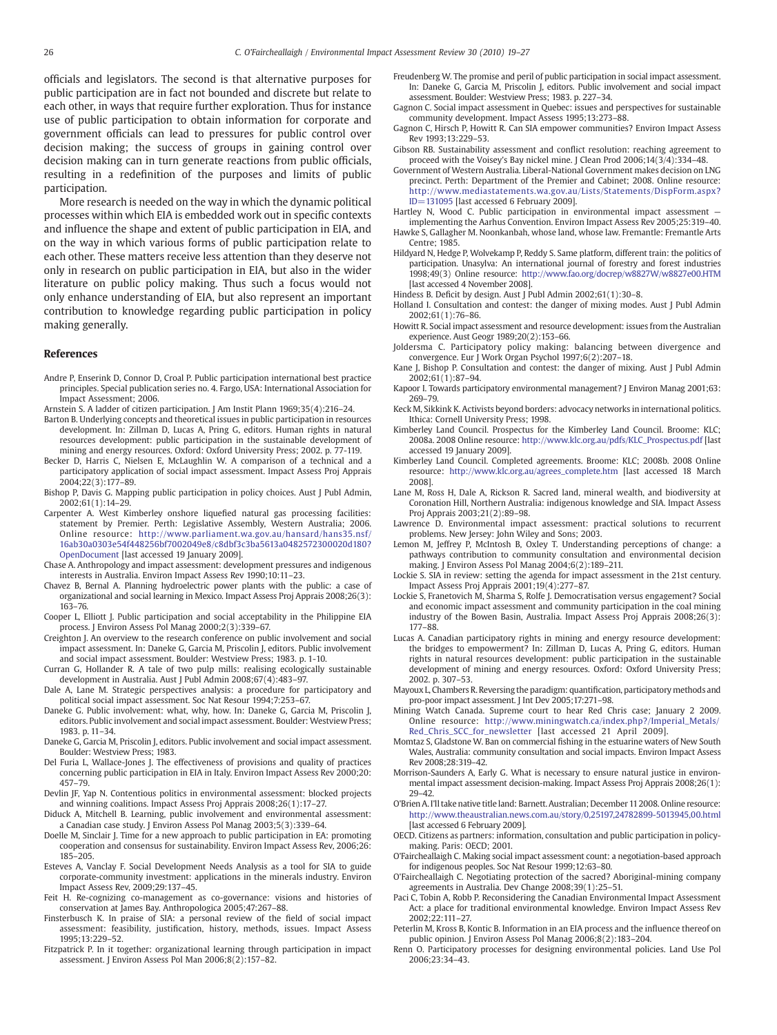officials and legislators. The second is that alternative purposes for public participation are in fact not bounded and discrete but relate to each other, in ways that require further exploration. Thus for instance use of public participation to obtain information for corporate and government officials can lead to pressures for public control over decision making; the success of groups in gaining control over decision making can in turn generate reactions from public officials, resulting in a redefinition of the purposes and limits of public participation.

More research is needed on the way in which the dynamic political processes within which EIA is embedded work out in specific contexts and influence the shape and extent of public participation in EIA, and on the way in which various forms of public participation relate to each other. These matters receive less attention than they deserve not only in research on public participation in EIA, but also in the wider literature on public policy making. Thus such a focus would not only enhance understanding of EIA, but also represent an important contribution to knowledge regarding public participation in policy making generally.

## References

Andre P, Enserink D, Connor D, Croal P. Public participation international best practice principles. Special publication series no. 4. Fargo, USA: International Association for Impact Assessment; 2006.

Arnstein S. A ladder of citizen participation. J Am Instit Plann 1969;35(4):216–24.

Barton B. Underlying concepts and theoretical issues in public participation in resources development. In: Zillman D, Lucas A, Pring G, editors. Human rights in natural resources development: public participation in the sustainable development of mining and energy resources. Oxford: Oxford University Press; 2002. p. 77-119.

Becker D, Harris C, Nielsen E, McLaughlin W. A comparison of a technical and a participatory application of social impact assessment. Impact Assess Proj Apprais 2004;22(3):177–89.

Bishop P, Davis G. Mapping public participation in policy choices. Aust J Publ Admin, 2002;61(1):14–29.

Carpenter A. West Kimberley onshore liquefied natural gas processing facilities: statement by Premier. Perth: Legislative Assembly, Western Australia; 2006. Online resource: http://www.parliament.wa.gov.au/hansard/hans35.nsf/16ab30a0303e54f448256bf7002049e8/c8dbf3c3ba5613a0482572300020d180?OpenDocument [last accessed 19 January 2009].

Chase A. Anthropology and impact assessment: development pressures and indigenous interests in Australia. Environ Impact Assess Rev 1990;10:11–23.

Chavez B, Bernal A. Planning hydroelectric power plants with the public: a case of organizational and social learning in Mexico. Impact Assess Proj Apprais 2008;26(3): 163–76.

Cooper L, Elliott J. Public participation and social acceptability in the Philippine EIA process. J Environ Assess Pol Manag 2000;2(3):339–67.

Creighton J. An overview to the research conference on public involvement and social impact assessment. In: Daneke G, Garcia M, Priscolin J, editors. Public involvement and social impact assessment. Boulder: Westview Press; 1983. p. 1-10.

Curran G, Hollander R. A tale of two pulp mills: realising ecologically sustainable development in Australia. Aust J Publ Admin 2008;67(4):483–97.

Dale A, Lane M. Strategic perspectives analysis: a procedure for participatory and political social impact assessment. Soc Nat Resour 1994;7:253–67.

Daneke G. Public involvement: what, why, how. In: Daneke G, Garcia M, Priscolin J, editors. Public involvement and social impact assessment. Boulder: Westview Press; 1983. p. 11–34.

Daneke G, Garcia M, Priscolin J, editors. Public involvement and social impact assessment. Boulder: Westview Press; 1983.

Del Furia L, Wallace-Jones J. The effectiveness of provisions and quality of practices concerning public participation in EIA in Italy. Environ Impact Assess Rev 2000;20: 457–79.

Devlin JF, Yap N. Contentious politics in environmental assessment: blocked projects and winning coalitions. Impact Assess Proj Apprais 2008;26(1):17–27.

Diduck A, Mitchell B. Learning, public involvement and environmental assessment: a Canadian case study. J Environ Assess Pol Manag 2003;5(3):339–64.

Doelle M, Sinclair J. Time for a new approach to public participation in EA: promoting cooperation and consensus for sustainability. Environ Impact Assess Rev, 2006;26: 185–205.

Esteves A, Vanclay F. Social Development Needs Analysis as a tool for SIA to guide corporate-community investment: applications in the minerals industry. Environ Impact Assess Rev, 2009;29:137–45.

Feit H. Re-cognizing co-management as co-governance: visions and histories of conservation at James Bay. Anthropologica 2005;47:267–88.

Finsterbusch K. In praise of SIA: a personal review of the field of social impact assessment: feasibility, justification, history, methods, issues. Impact Assess 1995;13:229–52.

Fitzpatrick P. In it together: organizational learning through participation in impact assessment. J Environ Assess Pol Man 2006;8(2):157–82.

Freudenberg W. The promise and peril of public participation in social impact assessment. In: Daneke G, Garcia M, Priscolin J, editors. Public involvement and social impact assessment. Boulder: Westview Press; 1983. p. 227–34.

Gagnon C. Social impact assessment in Quebec: issues and perspectives for sustainable community development. Impact Assess 1995;13:273–88.

Gagnon C, Hirsch P, Howitt R. Can SIA empower communities? Environ Impact Assess Rev 1993;13:229–53.

Gibson RB. Sustainability assessment and conflict resolution: reaching agreement to proceed with the Voisey's Bay nickel mine. J Clean Prod 2006;14(3/4):334–48.

Government of Western Australia. Liberal-National Government makes decision on LNG precinct. Perth: Department of the Premier and Cabinet; 2008. Online resource: http://www.mediastatements.wa.gov.au/Lists/Statements/DispForm.aspx?ID=131095 [last accessed 6 February 2009].

Hartley N, Wood C. Public participation in environmental impact assessment — implementing the Aarhus Convention. Environ Impact Assess Rev 2005;25:319–40.

Hawke S, Gallagher M. Noonkanbah, whose land, whose law. Fremantle: Fremantle Arts Centre; 1985.

Hildyard N, Hegde P, Wolvekamp P, Reddy S. Same platform, different train: the politics of participation. Unasylva: An international journal of forestry and forest industries 1998;49(3) Online resource: http://www.fao.org/docrep/w8827W/w8827e00.HTM [last accessed 4 November 2008].

Hindess B. Deficit by design. Aust J Publ Admin 2002;61(1):30–8.

Holland I. Consultation and contest: the danger of mixing modes. Aust J Publ Admin 2002;61(1):76–86.

Howitt R. Social impact assessment and resource development: issues from the Australian experience. Aust Geogr 1989;20(2):153–66.

Joldersma C. Participatory policy making: balancing between divergence and convergence. Eur J Work Organ Psychol 1997;6(2):207–18.

Kane J, Bishop P. Consultation and contest: the danger of mixing. Aust J Publ Admin 2002;61(1):87–94.

Kapoor I. Towards participatory environmental management? J Environ Manag 2001;63: 269–79.

Keck M, Sikkink K. Activists beyond borders: advocacy networks in international politics. Ithica: Cornell University Press; 1998.

Kimberley Land Council. Prospectus for the Kimberley Land Council. Broome: KLC; 2008a. 2008 Online resource: http://www.klc.org.au/pdfs/KLC_Prospectus.pdf [last accessed 19 January 2009].

Kimberley Land Council. Completed agreements. Broome: KLC; 2008b. 2008 Online resource: http://www.klc.org.au/agrees_complete.htm [last accessed 18 March 2008].

Lane M, Ross H, Dale A, Rickson R. Sacred land, mineral wealth, and biodiversity at Coronation Hill, Northern Australia: indigenous knowledge and SIA. Impact Assess Proj Apprais 2003;21(2):89–98.

Lawrence D. Environmental impact assessment: practical solutions to recurrent problems. New Jersey: John Wiley and Sons; 2003.

Lemon M, Jeffrey P, McIntosh B, Oxley T. Understanding perceptions of change: a pathways contribution to community consultation and environmental decision making. J Environ Assess Pol Manag 2004;6(2):189–211.

Lockie S. SIA in review: setting the agenda for impact assessment in the 21st century. Impact Assess Proj Apprais 2001;19(4):277–87.

Lockie S, Franetovich M, Sharma S, Rolfe J. Democratisation versus engagement? Social and economic impact assessment and community participation in the coal mining industry of the Bowen Basin, Australia. Impact Assess Proj Apprais 2008;26(3): 177–88.

Lucas A. Canadian participatory rights in mining and energy resource development: the bridges to empowerment? In: Zillman D, Lucas A, Pring G, editors. Human rights in natural resources development: public participation in the sustainable development of mining and energy resources. Oxford: Oxford University Press; 2002. p. 307–53.

Mayoux L, Chambers R. Reversing the paradigm: quantification, participatory methods and pro-poor impact assessment. J Int Dev 2005;17:271–98.

Mining Watch Canada. Supreme court to hear Red Chris case; January 2 2009. Online resource: http://www.miningwatch.ca/index.php?/Imperial_Metals/Red_Chris_SCC_for_newsletter [last accessed 21 April 2009].

Momtaz S, Gladstone W. Ban on commercial fishing in the estuarine waters of New South Wales, Australia: community consultation and social impacts. Environ Impact Assess Rev 2008;28:319–42.

Morrison-Saunders A, Early G. What is necessary to ensure natural justice in environmental impact assessment decision-making. Impact Assess Proj Apprais 2008;26(1): 29–42.

O'Brien A. I'll take native title land: Barnett. Australian; December 11 2008. Online resource: http://www.theaustralian.news.com.au/story/0,25197,24782899-5013945,00.html [last accessed 6 February 2009].

OECD. Citizens as partners: information, consultation and public participation in policy-making. Paris: OECD; 2001.

O'Faircheallaigh C. Making social impact assessment count: a negotiation-based approach for indigenous peoples. Soc Nat Resour 1999;12:63–80.

O'Faircheallaigh C. Negotiating protection of the sacred? Aboriginal-mining company agreements in Australia. Dev Change 2008;39(1):25–51.

Paci C, Tobin A, Robb P. Reconsidering the Canadian Environmental Impact Assessment Act: a place for traditional environmental knowledge. Environ Impact Assess Rev 2002;22:111–27.

Peterlin M, Kross B, Kontic B. Information in an EIA process and the influence thereof on public opinion. J Environ Assess Pol Manag 2006;8(2):183–204.

Renn O. Participatory processes for designing environmental policies. Land Use Pol 2006;23:34–43.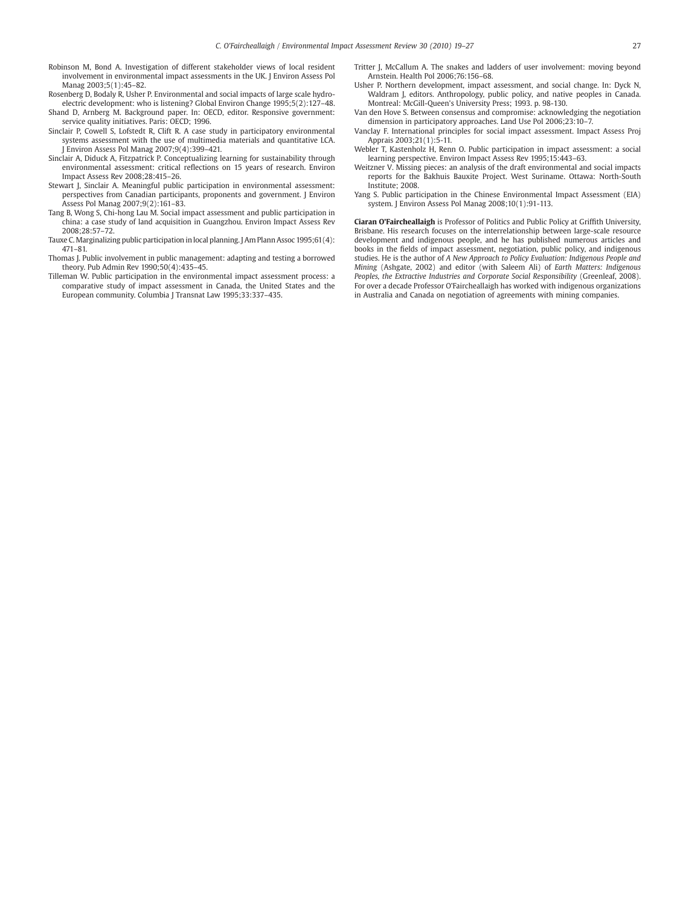Robinson M, Bond A. Investigation of different stakeholder views of local resident involvement in environmental impact assessments in the UK. J Environ Assess Pol Manag 2003;5(1):45–82.

Rosenberg D, Bodaly R, Usher P. Environmental and social impacts of large scale hydro-electric development: who is listening? Global Environ Change 1995;5(2):127–48.

Shand D, Arnberg M. Background paper. In: OECD, editor. Responsive government: service quality initiatives. Paris: OECD; 1996.

Sinclair P, Cowell S, Lofstedt R, Clift R. A case study in participatory environmental systems assessment with the use of multimedia materials and quantitative LCA. J Environ Assess Pol Manag 2007;9(4):399–421.

Sinclair A, Diduck A, Fitzpatrick P. Conceptualizing learning for sustainability through environmental assessment: critical reflections on 15 years of research. Environ Impact Assess Rev 2008;28:415–26.

Stewart J, Sinclair A. Meaningful public participation in environmental assessment: perspectives from Canadian participants, proponents and government. J Environ Assess Pol Manag 2007;9(2):161–83.

Tang B, Wong S, Chi-hong Lau M. Social impact assessment and public participation in china: a case study of land acquisition in Guangzhou. Environ Impact Assess Rev 2008;28:57–72.

Tauxe C. Marginalizing public participation in local planning. J Am Plann Assoc 1995;61(4):471–81.

Thomas J. Public involvement in public management: adapting and testing a borrowed theory. Pub Admin Rev 1990;50(4):435–45.

Tilleman W. Public participation in the environmental impact assessment process: a comparative study of impact assessment in Canada, the United States and the European community. Columbia J Transnat Law 1995;33:337–435.

Tritter J, McCallum A. The snakes and ladders of user involvement: moving beyond Arnstein. Health Pol 2006;76:156–68.

Usher P. Northern development, impact assessment, and social change. In: Dyck N, Waldram J, editors. Anthropology, public policy, and native peoples in Canada. Montreal: McGill-Queen's University Press; 1993. p. 98-130.

Van den Hove S. Between consensus and compromise: acknowledging the negotiation dimension in participatory approaches. Land Use Pol 2006;23:10–7.

Vanclay F. International principles for social impact assessment. Impact Assess Proj Apprais 2003;21(1):5-11.

Webler T, Kastenholz H, Renn O. Public participation in impact assessment: a social learning perspective. Environ Impact Assess Rev 1995;15:443–63.

Weitzner V. Missing pieces: an analysis of the draft environmental and social impacts reports for the Bakhuis Bauxite Project. West Suriname. Ottawa: North-South Institute; 2008.

Yang S. Public participation in the Chinese Environmental Impact Assessment (EIA) system. J Environ Assess Pol Manag 2008;10(1):91-113.

**Ciaran O'Faircheallaigh** is Professor of Politics and Public Policy at Griffith University, Brisbane. His research focuses on the interrelationship between large-scale resource development and indigenous people, and he has published numerous articles and books in the fields of impact assessment, negotiation, public policy, and indigenous studies. He is the author of *A New Approach to Policy Evaluation: Indigenous People and Mining* (Ashgate, 2002) and editor (with Saleem Ali) of *Earth Matters: Indigenous Peoples, the Extractive Industries and Corporate Social Responsibility* (Greenleaf, 2008). For over a decade Professor O'Faircheallaigh has worked with indigenous organizations in Australia and Canada on negotiation of agreements with mining companies.